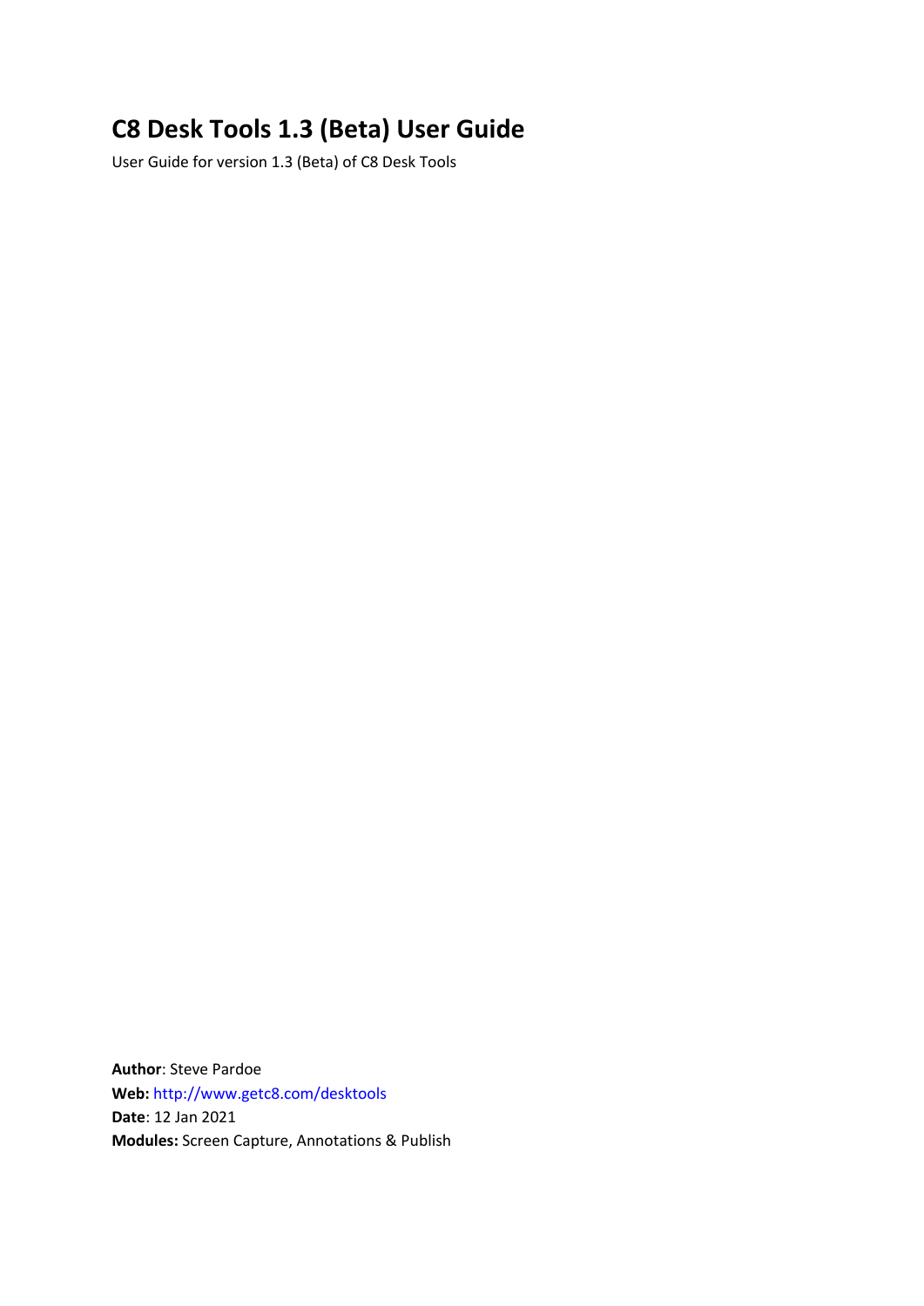# C8 Desk Tools 1.3 (Beta) User Guide

User Guide for version 1.3 (Beta) of C8 Desk Tools

**Author**: Steve Pardoe  
**Web:** http://www.getc8.com/desktools  
**Date**: 12 Jan 2021  
**Modules:** Screen Capture, Annotations & Publish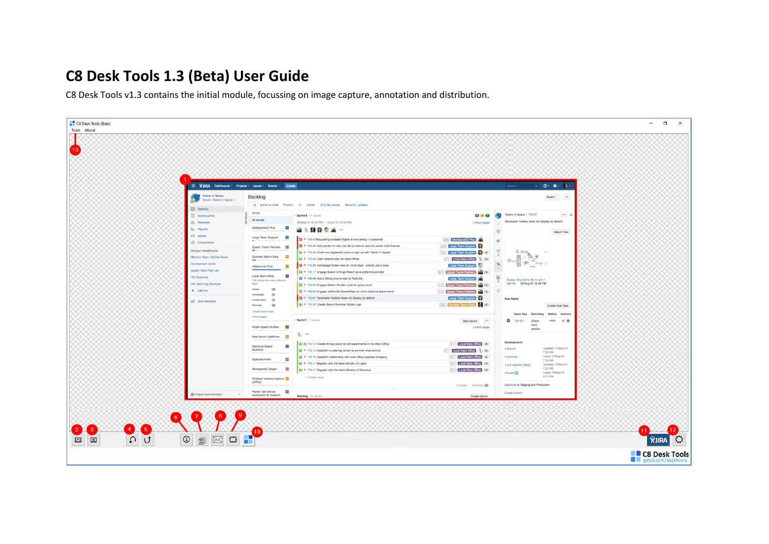# C8 Desk Tools 1.3 (Beta) User Guide

C8 Desk Tools v1.3 contains the initial module, focussing on image capture, annotation and distribution.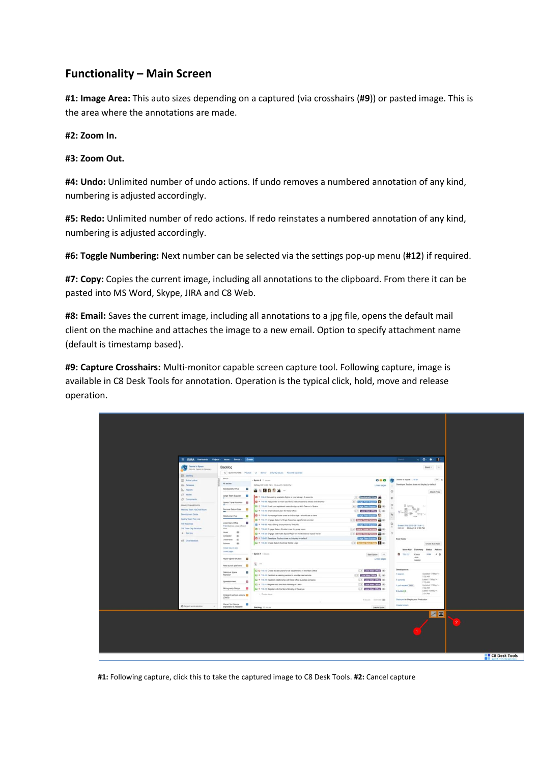## Functionality – Main Screen

**#1: Image Area:** This auto sizes depending on a captured (via crosshairs (**#9**)) or pasted image. This is the area where the annotations are made.

**#2: Zoom In.**

**#3: Zoom Out.**

**#4: Undo:** Unlimited number of undo actions. If undo removes a numbered annotation of any kind, numbering is adjusted accordingly.

**#5: Redo:** Unlimited number of redo actions. If redo reinstates a numbered annotation of any kind, numbering is adjusted accordingly.

**#6: Toggle Numbering:** Next number can be selected via the settings pop-up menu (**#12**) if required.

**#7: Copy:** Copies the current image, including all annotations to the clipboard. From there it can be pasted into MS Word, Skype, JIRA and C8 Web.

**#8: Email:** Saves the current image, including all annotations to a jpg file, opens the default mail client on the machine and attaches the image to a new email. Option to specify attachment name (default is timestamp based).

**#9: Capture Crosshairs:** Multi-monitor capable screen capture tool. Following capture, image is available in C8 Desk Tools for annotation. Operation is the typical click, hold, move and release operation.

**#1:** Following capture, click this to take the captured image to C8 Desk Tools. **#2:** Cancel capture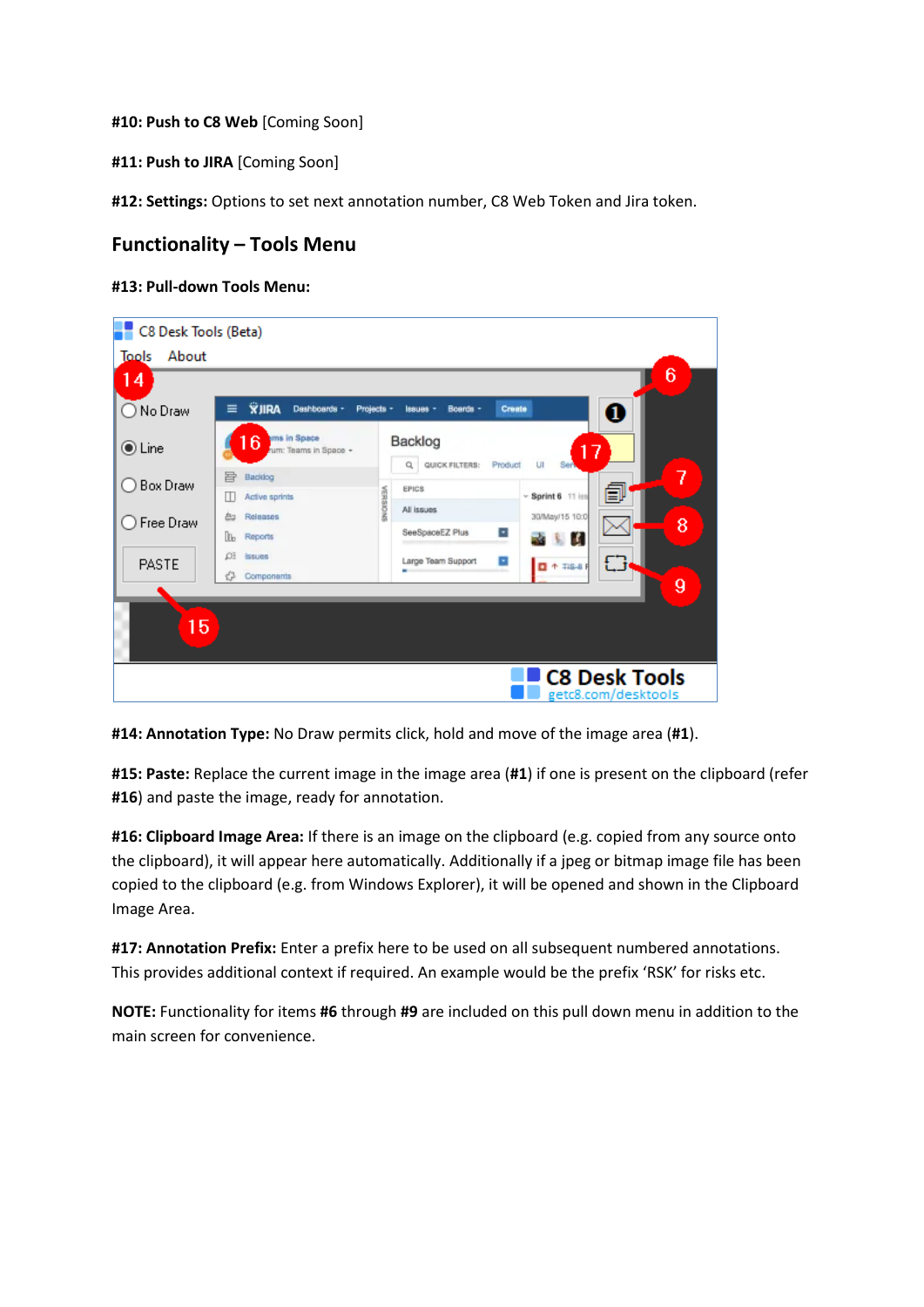**#10: Push to C8 Web** [Coming Soon]

**#11: Push to JIRA** [Coming Soon]

**#12: Settings:** Options to set next annotation number, C8 Web Token and Jira token.

## Functionality – Tools Menu

**#13: Pull-down Tools Menu:**

**#14: Annotation Type:** No Draw permits click, hold and move of the image area (**#1**).

**#15: Paste:** Replace the current image in the image area (**#1**) if one is present on the clipboard (refer **#16**) and paste the image, ready for annotation.

**#16: Clipboard Image Area:** If there is an image on the clipboard (e.g. copied from any source onto the clipboard), it will appear here automatically. Additionally if a jpeg or bitmap image file has been copied to the clipboard (e.g. from Windows Explorer), it will be opened and shown in the Clipboard Image Area.

**#17: Annotation Prefix:** Enter a prefix here to be used on all subsequent numbered annotations. This provides additional context if required. An example would be the prefix 'RSK' for risks etc.

**NOTE:** Functionality for items **#6** through **#9** are included on this pull down menu in addition to the main screen for convenience.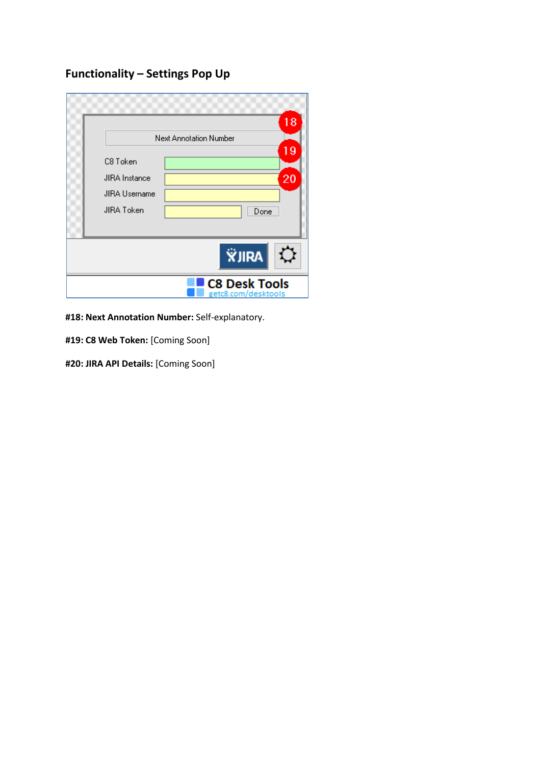## Functionality – Settings Pop Up

**#18: Next Annotation Number:** Self-explanatory.

**#19: C8 Web Token:** [Coming Soon]

**#20: JIRA API Details:** [Coming Soon]